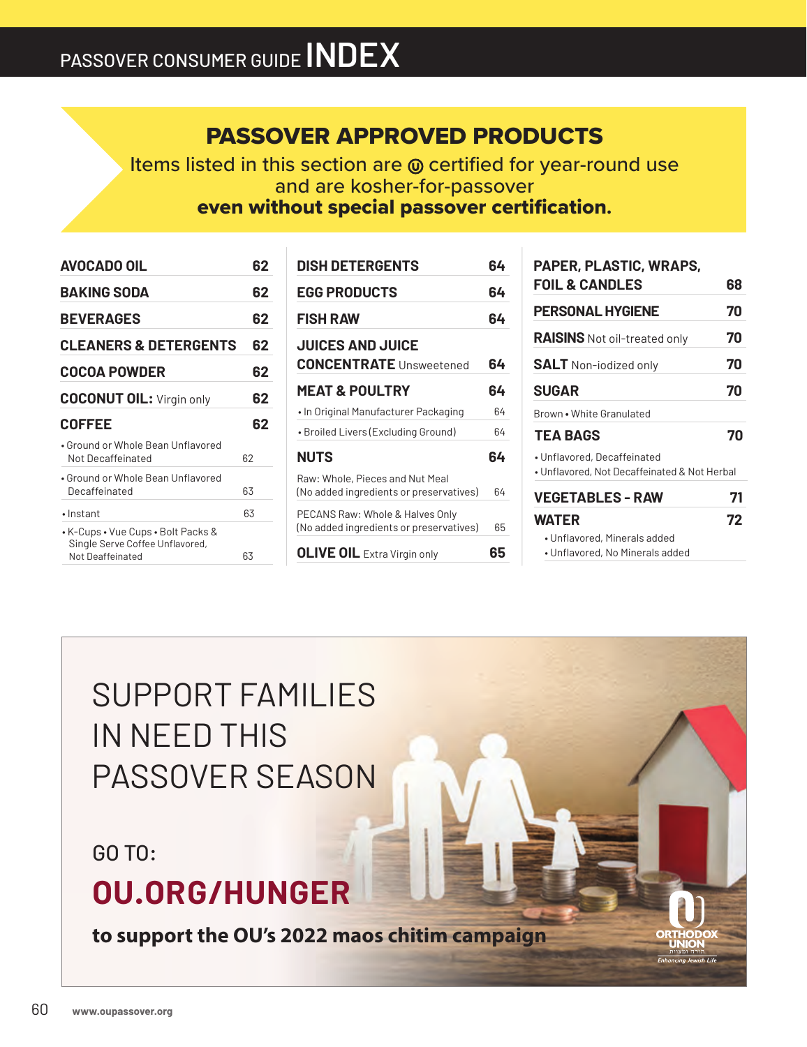# PASSOVER CONSUMER GUIDE INDEX

## PASSOVER APPROVED PRODUCTS

Items listed in this section are Ⓤ certified for year-round use and are kosher-for-passover **even without special passover certification.**

| Item | Page |
|---|---|
| **AVOCADO OIL** | **62** |
| **BAKING SODA** | **62** |
| **BEVERAGES** | **62** |
| **CLEANERS & DETERGENTS** | **62** |
| **COCOA POWDER** | **62** |
| **COCONUT OIL:** Virgin only | **62** |
| **COFFEE** | **62** |
| • Ground or Whole Bean Unflavored Not Decaffeinated | 62 |
| • Ground or Whole Bean Unflavored Decaffeinated | 63 |
| • Instant | 63 |
| • K-Cups • Vue Cups • Bolt Packs & Single Serve Coffee Unflavored, Not Deaffeinated | 63 |
| **DISH DETERGENTS** | **64** |
| **EGG PRODUCTS** | **64** |
| **FISH RAW** | **64** |
| **JUICES AND JUICE CONCENTRATE** Unsweetened | **64** |
| **MEAT & POULTRY** | **64** |
| • In Original Manufacturer Packaging | 64 |
| • Broiled Livers (Excluding Ground) | 64 |
| **NUTS** | **64** |
| Raw: Whole, Pieces and Nut Meal (No added ingredients or preservatives) | 64 |
| PECANS Raw: Whole & Halves Only (No added ingredients or preservatives) | 65 |
| **OLIVE OIL** Extra Virgin only | **65** |
| **PAPER, PLASTIC, WRAPS, FOIL & CANDLES** | **68** |
| **PERSONAL HYGIENE** | **70** |
| **RAISINS** Not oil-treated only | **70** |
| **SALT** Non-iodized only | **70** |
| **SUGAR** | **70** |
| Brown • White Granulated | |
| **TEA BAGS** | **70** |
| • Unflavored, Decaffeinated<br>• Unflavored, Not Decaffeinated & Not Herbal | |
| **VEGETABLES - RAW** | **71** |
| **WATER** | **72** |
| • Unflavored, Minerals added<br>• Unflavored, No Minerals added | |

SUPPORT FAMILIES IN NEED THIS PASSOVER SEASON

GO TO:

**OU.ORG/HUNGER**

**to support the OU's 2022 maos chitim campaign**

ORTHODOX UNION
Enhancing Jewish Life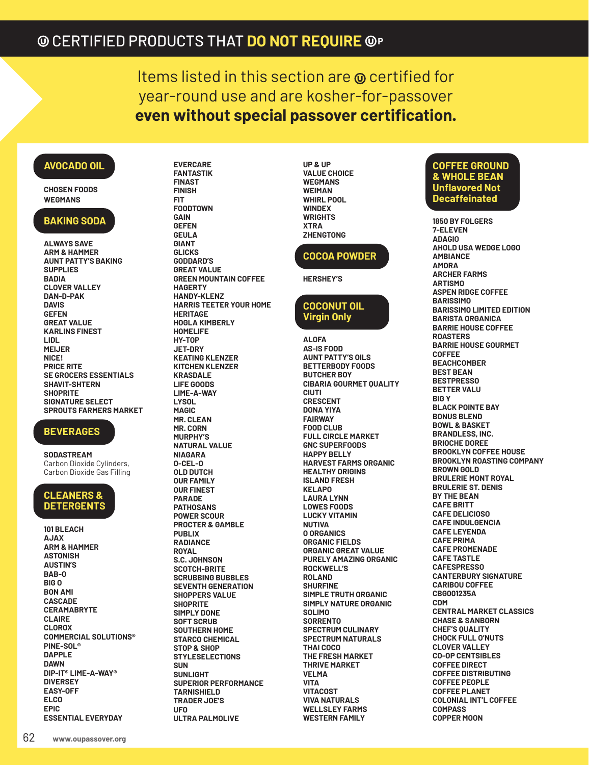# Ⓤ CERTIFIED PRODUCTS THAT **DO NOT REQUIRE** ⓊP

Items listed in this section are Ⓤ certified for year-round use and are kosher-for-passover **even without special passover certification.**

## AVOCADO OIL

CHOSEN FOODS
WEGMANS

## BAKING SODA

ALWAYS SAVE
ARM & HAMMER
AUNT PATTY'S BAKING SUPPLIES
BADIA
CLOVER VALLEY
DAN-D-PAK
DAVIS
GEFEN
GREAT VALUE
KARLINS FINEST
LIDL
MEIJER
NICE!
PRICE RITE
SE GROCERS ESSENTIALS
SHAVIT-SHTERN
SHOPRITE
SIGNATURE SELECT
SPROUTS FARMERS MARKET

## BEVERAGES

SODASTREAM
Carbon Dioxide Cylinders, Carbon Dioxide Gas Filling

## CLEANERS & DETERGENTS

101 BLEACH
AJAX
ARM & HAMMER
ASTONISH
AUSTIN'S
BAB-O
BIG O
BON AMI
CASCADE
CERAMABRYTE
CLAIRE
CLOROX
COMMERCIAL SOLUTIONS® PINE-SOL®
DAPPLE
DAWN
DIP-IT® LIME-A-WAY®
DIVERSEY
EASY-OFF
ELCO
EPIC
ESSENTIAL EVERYDAY
EVERCARE
FANTASTIK
FINAST
FINISH
FIT
FOODTOWN
GAIN
GEFEN
GEULA
GIANT
GLICKS
GODDARD'S
GREAT VALUE
GREEN MOUNTAIN COFFEE
HAGERTY
HANDY-KLENZ
HARRIS TEETER YOUR HOME
HERITAGE
HOGLA KIMBERLY
HOMELIFE
HY-TOP
JET-DRY
KEATING KLENZER
KITCHEN KLENZER
KRASDALE
LIFE GOODS
LIME-A-WAY
LYSOL
MAGIC
MR. CLEAN
MR. CORN
MURPHY'S
NATURAL VALUE
NIAGARA
O-CEL-O
OLD DUTCH
OUR FAMILY
OUR FINEST
PARADE
PATHOSANS
POWER SCOUR
PROCTER & GAMBLE
PUBLIX
RADIANCE
ROYAL
S.C. JOHNSON
SCOTCH-BRITE
SCRUBBING BUBBLES
SEVENTH GENERATION
SHOPPERS VALUE
SHOPRITE
SIMPLY DONE
SOFT SCRUB
SOUTHERN HOME
STARCO CHEMICAL
STOP & SHOP
STYLESELECTIONS
SUN
SUNLIGHT
SUPERIOR PERFORMANCE
TARNISHIELD
TRADER JOE'S
UFO
ULTRA PALMOLIVE
UP & UP
VALUE CHOICE
WEGMANS
WEIMAN
WHIRL POOL
WINDEX
WRIGHTS
XTRA
ZHENGTONG

## COCOA POWDER

HERSHEY'S

## COCONUT OIL Virgin Only

ALOFA
AS-IS FOOD
AUNT PATTY'S OILS
BETTERBODY FOODS
BUTCHER BOY
CIBARIA GOURMET QUALITY
CIUTI
CRESCENT
DONA YIYA
FAIRWAY
FOOD CLUB
FULL CIRCLE MARKET
GNC SUPERFOODS
HAPPY BELLY
HARVEST FARMS ORGANIC
HEALTHY ORIGINS
ISLAND FRESH
KELAPO
LAURA LYNN
LOWES FOODS
LUCKY VITAMIN
NUTIVA
O ORGANICS
ORGANIC FIELDS
ORGANIC GREAT VALUE
PURELY AMAZING ORGANIC
ROCKWELL'S
ROLAND
SHURFINE
SIMPLE TRUTH ORGANIC
SIMPLY NATURE ORGANIC
SOLIMO
SORRENTO
SPECTRUM CULINARY
SPECTRUM NATURALS
THAI COCO
THE FRESH MARKET
THRIVE MARKET
VELMA
VITA
VITACOST
VIVA NATURALS
WELLSLEY FARMS
WESTERN FAMILY

## COFFEE GROUND & WHOLE BEAN Unflavored Not Decaffeinated

1850 BY FOLGERS
7-ELEVEN
ADAGIO
AHOLD USA WEDGE LOGO
AMBIANCE
AMORA
ARCHER FARMS
ARTISMO
ASPEN RIDGE COFFEE
BARISSIMO
BARISSIMO LIMITED EDITION
BARISTA ORGANICA
BARRIE HOUSE COFFEE ROASTERS
BARRIE HOUSE GOURMET COFFEE
BEACHCOMBER
BEST BEAN
BESTPRESSO
BETTER VALU
BIG Y
BLACK POINTE BAY
BONUS BLEND
BOWL & BASKET
BRANDLESS, INC.
BRIOCHE DOREE
BROOKLYN COFFEE HOUSE
BROOKLYN ROASTING COMPANY
BROWN GOLD
BRULERIE MONT ROYAL
BRULERIE ST. DENIS
BY THE BEAN
CAFE BRITT
CAFE DELICIOSO
CAFE INDULGENCIA
CAFE LEYENDA
CAFE PRIMA
CAFE PROMENADE
CAFE TASTLE
CAFESPRESSO
CANTERBURY SIGNATURE
CARIBOU COFFEE
CBG001235A
CDM
CENTRAL MARKET CLASSICS
CHASE & SANBORN
CHEF'S QUALITY
CHOCK FULL O'NUTS
CLOVER VALLEY
CO-OP CENTSIBLES
COFFEE DIRECT
COFFEE DISTRIBUTING
COFFEE PEOPLE
COFFEE PLANET
COLONIAL INT'L COFFEE
COMPASS
COPPER MOON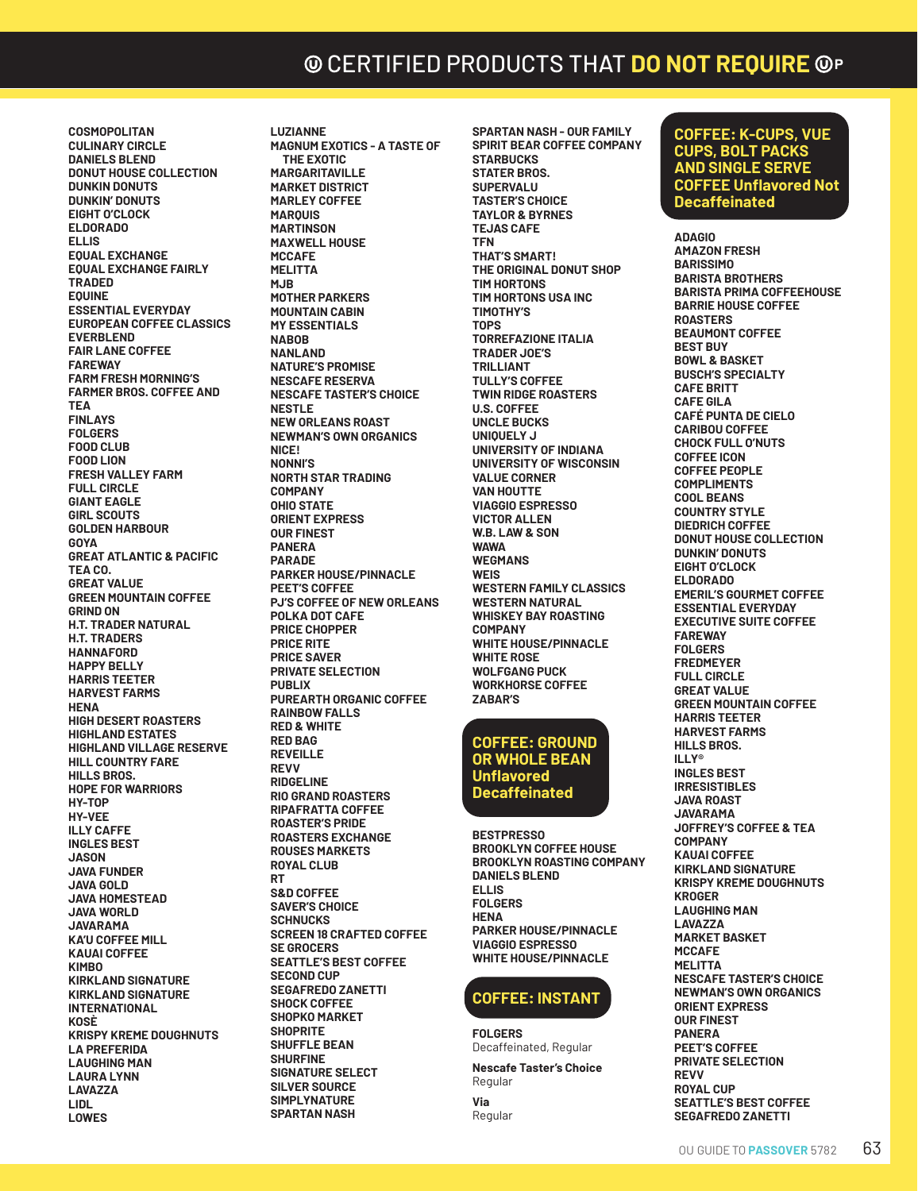# Ⓤ CERTIFIED PRODUCTS THAT **DO NOT REQUIRE** ⓊP

COSMOPOLITAN
CULINARY CIRCLE
DANIELS BLEND
DONUT HOUSE COLLECTION
DUNKIN DONUTS
DUNKIN' DONUTS
EIGHT O'CLOCK
ELDORADO
ELLIS
EQUAL EXCHANGE
EQUAL EXCHANGE FAIRLY TRADED
EQUINE
ESSENTIAL EVERYDAY
EUROPEAN COFFEE CLASSICS
EVERBLEND
FAIR LANE COFFEE
FAREWAY
FARM FRESH MORNING'S
FARMER BROS. COFFEE AND TEA
FINLAYS
FOLGERS
FOOD CLUB
FOOD LION
FRESH VALLEY FARM
FULL CIRCLE
GIANT EAGLE
GIRL SCOUTS
GOLDEN HARBOUR
GOYA
GREAT ATLANTIC & PACIFIC TEA CO.
GREAT VALUE
GREEN MOUNTAIN COFFEE
GRIND ON
H.T. TRADER NATURAL
H.T. TRADERS
HANNAFORD
HAPPY BELLY
HARRIS TEETER
HARVEST FARMS
HENA
HIGH DESERT ROASTERS
HIGHLAND ESTATES
HIGHLAND VILLAGE RESERVE
HILL COUNTRY FARE
HILLS BROS.
HOPE FOR WARRIORS
HY-TOP
HY-VEE
ILLY CAFFE
INGLES BEST
JASON
JAVA FUNDER
JAVA GOLD
JAVA HOMESTEAD
JAVA WORLD
JAVARAMA
KA'U COFFEE MILL
KAUAI COFFEE
KIMBO
KIRKLAND SIGNATURE
KIRKLAND SIGNATURE INTERNATIONAL
KOSÈ
KRISPY KREME DOUGHNUTS
LA PREFERIDA
LAUGHING MAN
LAURA LYNN
LAVAZZA
LIDL
LOWES
LUZIANNE
MAGNUM EXOTICS - A TASTE OF THE EXOTIC
MARGARITAVILLE
MARKET DISTRICT
MARLEY COFFEE
MARQUIS
MARTINSON
MAXWELL HOUSE
MCCAFE
MELITTA
MJB
MOTHER PARKERS
MOUNTAIN CABIN
MY ESSENTIALS
NABOB
NANLAND
NATURE'S PROMISE
NESCAFE RESERVA
NESCAFE TASTER'S CHOICE
NESTLE
NEW ORLEANS ROAST
NEWMAN'S OWN ORGANICS
NICE!
NONNI'S
NORTH STAR TRADING COMPANY
OHIO STATE
ORIENT EXPRESS
OUR FINEST
PANERA
PARADE
PARKER HOUSE/PINNACLE
PEET'S COFFEE
PJ'S COFFEE OF NEW ORLEANS
POLKA DOT CAFE
PRICE CHOPPER
PRICE RITE
PRICE SAVER
PRIVATE SELECTION
PUBLIX
PUREARTH ORGANIC COFFEE
RAINBOW FALLS
RED & WHITE
RED BAG
REVEILLE
REVV
RIDGELINE
RIO GRAND ROASTERS
RIPAFRATTA COFFEE
ROASTER'S PRIDE
ROASTERS EXCHANGE
ROUSES MARKETS
ROYAL CLUB
RT
S&D COFFEE
SAVER'S CHOICE
SCHNUCKS
SCREEN 18 CRAFTED COFFEE
SE GROCERS
SEATTLE'S BEST COFFEE
SECOND CUP
SEGAFREDO ZANETTI
SHOCK COFFEE
SHOPKO MARKET
SHOPRITE
SHUFFLE BEAN
SHURFINE
SIGNATURE SELECT
SILVER SOURCE
SIMPLYNATURE
SPARTAN NASH
SPARTAN NASH - OUR FAMILY
SPIRIT BEAR COFFEE COMPANY
STARBUCKS
STATER BROS.
SUPERVALU
TASTER'S CHOICE
TAYLOR & BYRNES
TEJAS CAFE
TFN
THAT'S SMART!
THE ORIGINAL DONUT SHOP
TIM HORTONS
TIM HORTONS USA INC
TIMOTHY'S
TOPS
TORREFAZIONE ITALIA
TRADER JOE'S
TRILLIANT
TULLY'S COFFEE
TWIN RIDGE ROASTERS
U.S. COFFEE
UNCLE BUCKS
UNIQUELY J
UNIVERSITY OF INDIANA
UNIVERSITY OF WISCONSIN
VALUE CORNER
VAN HOUTTE
VIAGGIO ESPRESSO
VICTOR ALLEN
W.B. LAW & SON
WAWA
WEGMANS
WEIS
WESTERN FAMILY CLASSICS
WESTERN NATURAL
WHISKEY BAY ROASTING COMPANY
WHITE HOUSE/PINNACLE
WHITE ROSE
WOLFGANG PUCK
WORKHORSE COFFEE
ZABAR'S

## COFFEE: GROUND OR WHOLE BEAN Unflavored Decaffeinated

BESTPRESSO
BROOKLYN COFFEE HOUSE
BROOKLYN ROASTING COMPANY
DANIELS BLEND
ELLIS
FOLGERS
HENA
PARKER HOUSE/PINNACLE
VIAGGIO ESPRESSO
WHITE HOUSE/PINNACLE

## COFFEE: INSTANT

**FOLGERS**
Decaffeinated, Regular

**Nescafe Taster's Choice**
Regular

**Via**
Regular

## COFFEE: K-CUPS, VUE CUPS, BOLT PACKS AND SINGLE SERVE COFFEE Unflavored Not Decaffeinated

ADAGIO
AMAZON FRESH
BARISSIMO
BARISTA BROTHERS
BARISTA PRIMA COFFEEHOUSE
BARRIE HOUSE COFFEE ROASTERS
BEAUMONT COFFEE
BEST BUY
BOWL & BASKET
BUSCH'S SPECIALTY
CAFE BRITT
CAFE GILA
CAFÉ PUNTA DE CIELO
CARIBOU COFFEE
CHOCK FULL O'NUTS
COFFEE ICON
COFFEE PEOPLE
COMPLIMENTS
COOL BEANS
COUNTRY STYLE
DIEDRICH COFFEE
DONUT HOUSE COLLECTION
DUNKIN' DONUTS
EIGHT O'CLOCK
ELDORADO
EMERIL'S GOURMET COFFEE
ESSENTIAL EVERYDAY
EXECUTIVE SUITE COFFEE
FAREWAY
FOLGERS
FREDMEYER
FULL CIRCLE
GREAT VALUE
GREEN MOUNTAIN COFFEE
HARRIS TEETER
HARVEST FARMS
HILLS BROS.
ILLY®
INGLES BEST
IRRESISTIBLES
JAVA ROAST
JAVARAMA
JOFFREY'S COFFEE & TEA COMPANY
KAUAI COFFEE
KIRKLAND SIGNATURE
KRISPY KREME DOUGHNUTS
KROGER
LAUGHING MAN
LAVAZZA
MARKET BASKET
MCCAFE
MELITTA
NESCAFE TASTER'S CHOICE
NEWMAN'S OWN ORGANICS
ORIENT EXPRESS
OUR FINEST
PANERA
PEET'S COFFEE
PRIVATE SELECTION
REVV
ROYAL CUP
SEATTLE'S BEST COFFEE
SEGAFREDO ZANETTI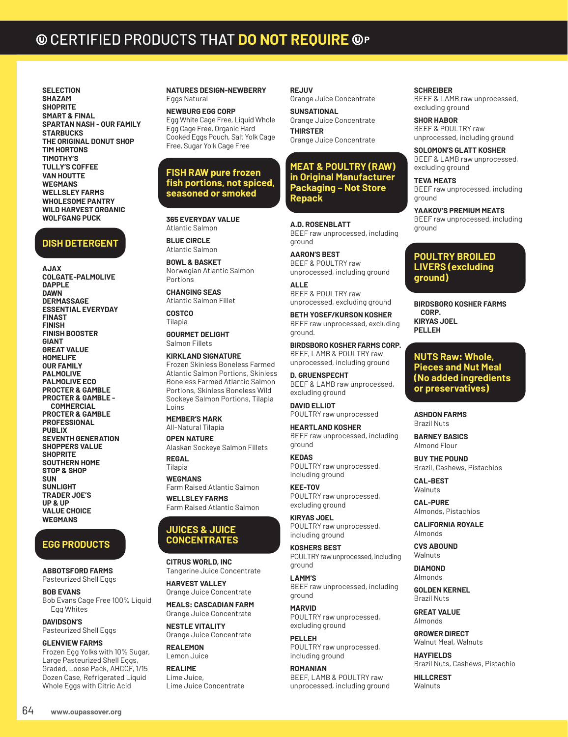# Ⓤ CERTIFIED PRODUCTS THAT DO NOT REQUIRE ⓊP

**SELECTION**
**SHAZAM**
**SHOPRITE**
**SMART & FINAL**
**SPARTAN NASH - OUR FAMILY**
**STARBUCKS**
**THE ORIGINAL DONUT SHOP**
**TIM HORTONS**
**TIMOTHY'S**
**TULLY'S COFFEE**
**VAN HOUTTE**
**WEGMANS**
**WELLSLEY FARMS**
**WHOLESOME PANTRY**
**WILD HARVEST ORGANIC**
**WOLFGANG PUCK**

## DISH DETERGENT

**AJAX**
**COLGATE-PALMOLIVE**
**DAPPLE**
**DAWN**
**DERMASSAGE**
**ESSENTIAL EVERYDAY**
**FINAST**
**FINISH**
**FINISH BOOSTER**
**GIANT**
**GREAT VALUE**
**HOMELIFE**
**OUR FAMILY**
**PALMOLIVE**
**PALMOLIVE ECO**
**PROCTER & GAMBLE**
**PROCTER & GAMBLE - COMMERCIAL**
**PROCTER & GAMBLE PROFESSIONAL**
**PUBLIX**
**SEVENTH GENERATION**
**SHOPPERS VALUE**
**SHOPRITE**
**SOUTHERN HOME**
**STOP & SHOP**
**SUN**
**SUNLIGHT**
**TRADER JOE'S**
**UP & UP**
**VALUE CHOICE**
**WEGMANS**

## EGG PRODUCTS

**ABBOTSFORD FARMS**
Pasteurized Shell Eggs

**BOB EVANS**
Bob Evans Cage Free 100% Liquid Egg Whites

**DAVIDSON'S**
Pasteurized Shell Eggs

**GLENVIEW FARMS**
Frozen Egg Yolks with 10% Sugar, Large Pasteurized Shell Eggs, Graded, Loose Pack, AHCCF, 1/15 Dozen Case, Refrigerated Liquid Whole Eggs with Citric Acid

**NATURES DESIGN-NEWBERRY**
Eggs Natural

**NEWBURG EGG CORP**
Egg White Cage Free, Liquid Whole Egg Cage Free, Organic Hard Cooked Eggs Pouch, Salt Yolk Cage Free, Sugar Yolk Cage Free

## FISH RAW pure frozen fish portions, not spiced, seasoned or smoked

**365 EVERYDAY VALUE**
Atlantic Salmon

**BLUE CIRCLE**
Atlantic Salmon

**BOWL & BASKET**
Norwegian Atlantic Salmon Portions

**CHANGING SEAS**
Atlantic Salmon Fillet

**COSTCO**
Tilapia

**GOURMET DELIGHT**
Salmon Fillets

**KIRKLAND SIGNATURE**
Frozen Skinless Boneless Farmed Atlantic Salmon Portions, Skinless Boneless Farmed Atlantic Salmon Portions, Skinless Boneless Wild Sockeye Salmon Portions, Tilapia Loins

**MEMBER'S MARK**
All-Natural Tilapia

**OPEN NATURE**
Alaskan Sockeye Salmon Fillets

**REGAL**
Tilapia

**WEGMANS**
Farm Raised Atlantic Salmon

**WELLSLEY FARMS**
Farm Raised Atlantic Salmon

## JUICES & JUICE CONCENTRATES

**CITRUS WORLD, INC**
Tangerine Juice Concentrate

**HARVEST VALLEY**
Orange Juice Concentrate

**MEALS: CASCADIAN FARM**
Orange Juice Concentrate

**NESTLE VITALITY**
Orange Juice Concentrate

**REALEMON**
Lemon Juice

**REALIME**
Lime Juice,
Lime Juice Concentrate

**REJUV**
Orange Juice Concentrate

**SUNSATIONAL**
Orange Juice Concentrate

**THIRSTER**
Orange Juice Concentrate

## MEAT & POULTRY (RAW) in Original Manufacturer Packaging – Not Store Repack

**A.D. ROSENBLATT**
BEEF raw unprocessed, including ground

**AARON'S BEST**
BEEF & POULTRY raw unprocessed, including ground

**ALLE**
BEEF & POULTRY raw unprocessed, excluding ground

**BETH YOSEF/KURSON KOSHER**
BEEF raw unprocessed, excluding ground.

**BIRDSBORO KOSHER FARMS CORP.**
BEEF, LAMB & POULTRY raw unprocessed, including ground

**D. GRUENSPECHT**
BEEF & LAMB raw unprocessed, excluding ground

**DAVID ELLIOT**
POULTRY raw unprocessed

**HEARTLAND KOSHER**
BEEF raw unprocessed, including ground

**KEDAS**
POULTRY raw unprocessed, including ground

**KEE-TOV**
POULTRY raw unprocessed, excluding ground

**KIRYAS JOEL**
POULTRY raw unprocessed, including ground

**KOSHERS BEST**
POULTRY raw unprocessed, including ground

**LAMM'S**
BEEF raw unprocessed, including ground

**MARVID**
POULTRY raw unprocessed, excluding ground

**PELLEH**
POULTRY raw unprocessed, including ground

**ROMANIAN**
BEEF, LAMB & POULTRY raw unprocessed, including ground

**SCHREIBER**
BEEF & LAMB raw unprocessed, excluding ground

**SHOR HABOR**
BEEF & POULTRY raw unprocessed, including ground

**SOLOMON'S GLATT KOSHER**
BEEF & LAMB raw unprocessed, excluding ground

**TEVA MEATS**
BEEF raw unprocessed, including ground

**YAAKOV'S PREMIUM MEATS**
BEEF raw unprocessed, including ground

## POULTRY BROILED LIVERS (excluding ground)

**BIRDSBORO KOSHER FARMS CORP.**
**KIRYAS JOEL**
**PELLEH**

## NUTS Raw: Whole, Pieces and Nut Meal (No added ingredients or preservatives)

**ASHDON FARMS**
Brazil Nuts

**BARNEY BASICS**
Almond Flour

**BUY THE POUND**
Brazil, Cashews, Pistachios

**CAL-BEST**
Walnuts

**CAL-PURE**
Almonds, Pistachios

**CALIFORNIA ROYALE**
Almonds

**CVS ABOUND**
Walnuts

**DIAMOND**
Almonds

**GOLDEN KERNEL**
Brazil Nuts

**GREAT VALUE**
Almonds

**GROWER DIRECT**
Walnut Meal, Walnuts

**HAYFIELDS**
Brazil Nuts, Cashews, Pistachio

**HILLCREST**
Walnuts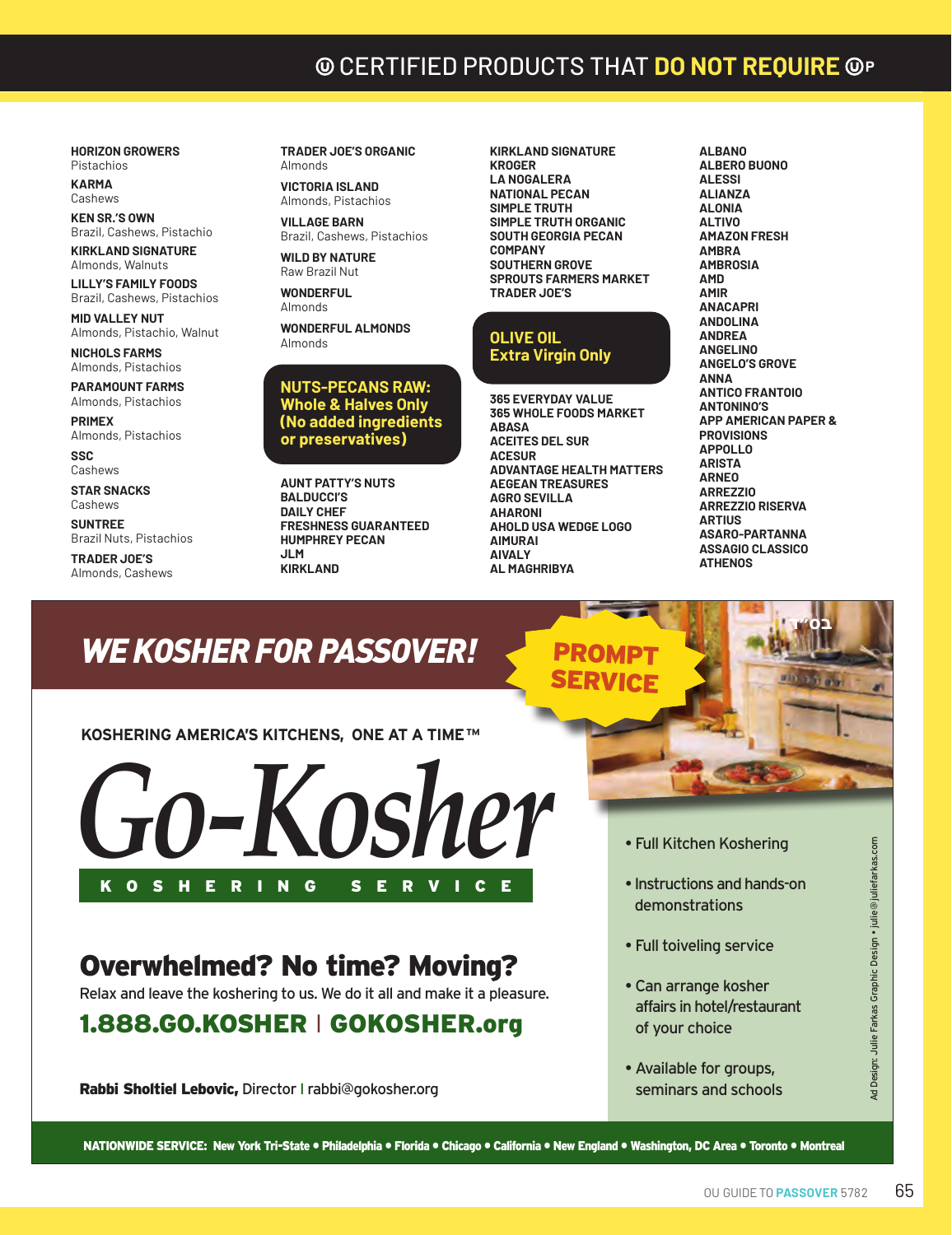# Ⓤ CERTIFIED PRODUCTS THAT DO NOT REQUIRE ⓊP

**HORIZON GROWERS**
Pistachios

**KARMA**
Cashews

**KEN SR.'S OWN**
Brazil, Cashews, Pistachio

**KIRKLAND SIGNATURE**
Almonds, Walnuts

**LILLY'S FAMILY FOODS**
Brazil, Cashews, Pistachios

**MID VALLEY NUT**
Almonds, Pistachio, Walnut

**NICHOLS FARMS**
Almonds, Pistachios

**PARAMOUNT FARMS**
Almonds, Pistachios

**PRIMEX**
Almonds, Pistachios

**SSC**
Cashews

**STAR SNACKS**
Cashews

**SUNTREE**
Brazil Nuts, Pistachios

**TRADER JOE'S**
Almonds, Cashews

**TRADER JOE'S ORGANIC**
Almonds

**VICTORIA ISLAND**
Almonds, Pistachios

**VILLAGE BARN**
Brazil, Cashews, Pistachios

**WILD BY NATURE**
Raw Brazil Nut

**WONDERFUL**
Almonds

**WONDERFUL ALMONDS**
Almonds

## NUTS-PECANS RAW: Whole & Halves Only (No added ingredients or preservatives)

**AUNT PATTY'S NUTS**
**BALDUCCI'S**
**DAILY CHEF**
**FRESHNESS GUARANTEED**
**HUMPHREY PECAN**
**JLM**
**KIRKLAND**
**KIRKLAND SIGNATURE**
**KROGER**
**LA NOGALERA**
**NATIONAL PECAN**
**SIMPLE TRUTH**
**SIMPLE TRUTH ORGANIC**
**SOUTH GEORGIA PECAN COMPANY**
**SOUTHERN GROVE**
**SPROUTS FARMERS MARKET**
**TRADER JOE'S**

## OLIVE OIL Extra Virgin Only

**365 EVERYDAY VALUE**
**365 WHOLE FOODS MARKET**
**ABASA**
**ACEITES DEL SUR**
**ACESUR**
**ADVANTAGE HEALTH MATTERS**
**AEGEAN TREASURES**
**AGRO SEVILLA**
**AHARONI**
**AHOLD USA WEDGE LOGO**
**AIMURAI**
**AIVALY**
**AL MAGHRIBYA**
**ALBANO**
**ALBERO BUONO**
**ALESSI**
**ALIANZA**
**ALONIA**
**ALTIVO**
**AMAZON FRESH**
**AMBRA**
**AMBROSIA**
**AMD**
**AMIR**
**ANACAPRI**
**ANDOLINA**
**ANDREA**
**ANGELINO**
**ANGELO'S GROVE**
**ANNA**
**ANTICO FRANTOIO**
**ANTONINO'S**
**APP AMERICAN PAPER & PROVISIONS**
**APPOLLO**
**ARISTA**
**ARNEO**
**ARREZZIO**
**ARREZZIO RISERVA**
**ARTIUS**
**ASARO-PARTANNA**
**ASSAGIO CLASSICO**
**ATHENOS**

---

בס"ד

**WE KOSHER FOR PASSOVER!**

**PROMPT SERVICE**

KOSHERING AMERICA'S KITCHENS, ONE AT A TIME™

# Go-Kosher

KOSHERING SERVICE

## Overwhelmed? No time? Moving?

Relax and leave the koshering to us. We do it all and make it a pleasure.

**1.888.GO.KOSHER | GOKOSHER.org**

**Rabbi Sholtiel Lebovic,** Director | rabbi@gokosher.org

- Full Kitchen Koshering
- Instructions and hands-on demonstrations
- Full toiveling service
- Can arrange kosher affairs in hotel/restaurant of your choice
- Available for groups, seminars and schools

Ad Design: Julie Farkas Graphic Design • julie@juliefarkas.com

**NATIONWIDE SERVICE:** New York Tri-State • Philadelphia • Florida • Chicago • California • New England • Washington, DC Area • Toronto • Montreal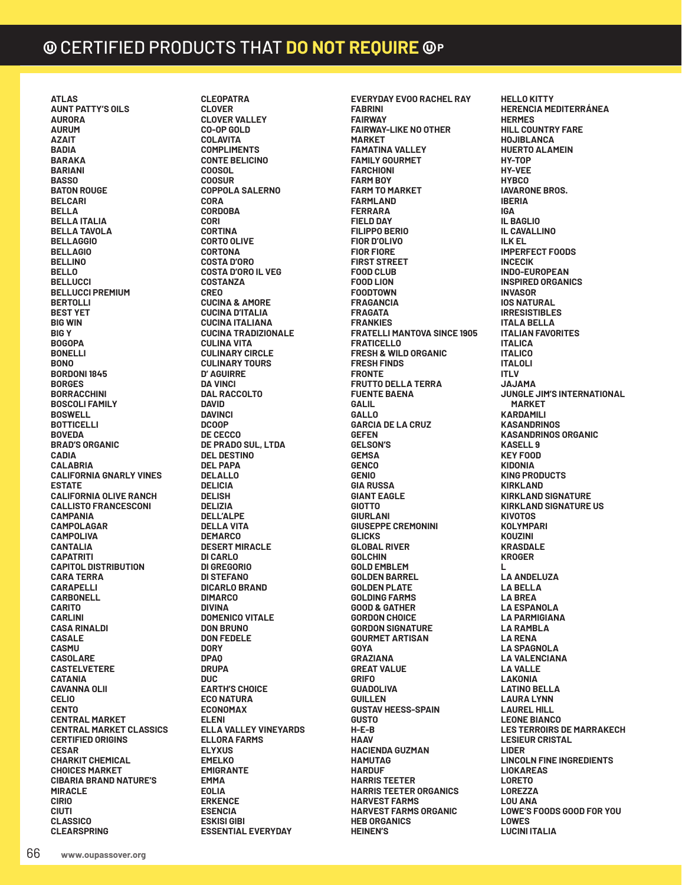# Ⓤ CERTIFIED PRODUCTS THAT **DO NOT REQUIRE** ⓊP

ATLAS
AUNT PATTY'S OILS
AURORA
AURUM
AZAIT
BADIA
BARAKA
BARIANI
BASSO
BATON ROUGE
BELCARI
BELLA
BELLA ITALIA
BELLA TAVOLA
BELLAGGIO
BELLAGIO
BELLINO
BELLO
BELLUCCI
BELLUCCI PREMIUM
BERTOLLI
BEST YET
BIG WIN
BIG Y
BOGOPA
BONELLI
BONO
BORDONI 1845
BORGES
BORRACCHINI
BOSCOLI FAMILY
BOSWELL
BOTTICELLI
BOVEDA
BRAD'S ORGANIC
CADIA
CALABRIA
CALIFORNIA GNARLY VINES ESTATE
CALIFORNIA OLIVE RANCH
CALLISTO FRANCESCONI
CAMPANIA
CAMPOLAGAR
CAMPOLIVA
CANTALIA
CAPATRITI
CAPITOL DISTRIBUTION
CARA TERRA
CARAPELLI
CARBONELL
CARITO
CARLINI
CASA RINALDI
CASALE
CASMU
CASOLARE
CASTELVETERE
CATANIA
CAVANNA OLII
CELIO
CENTO
CENTRAL MARKET
CENTRAL MARKET CLASSICS
CERTIFIED ORIGINS
CESAR
CHARKIT CHEMICAL
CHOICES MARKET
CIBARIA BRAND NATURE'S MIRACLE
CIRIO
CIUTI
CLASSICO
CLEARSPRING
CLEOPATRA
CLOVER
CLOVER VALLEY
CO-OP GOLD
COLAVITA
COMPLIMENTS
CONTE BELICINO
COOSOL
COOSUR
COPPOLA SALERNO
CORA
CORDOBA
CORI
CORTINA
CORTO OLIVE
CORTONA
COSTA D'ORO
COSTA D'ORO IL VEG
COSTANZA
CREO
CUCINA & AMORE
CUCINA D'ITALIA
CUCINA ITALIANA
CUCINA TRADIZIONALE
CULINA VITA
CULINARY CIRCLE
CULINARY TOURS
D' AGUIRRE
DA VINCI
DAL RACCOLTO
DAVID
DAVINCI
DCOOP
DE CECCO
DE PRADO SUL, LTDA
DEL DESTINO
DEL PAPA
DELALLO
DELICIA
DELISH
DELIZIA
DELL'ALPE
DELLA VITA
DEMARCO
DESERT MIRACLE
DI CARLO
DI GREGORIO
DI STEFANO
DICARLO BRAND
DIMARCO
DIVINA
DOMENICO VITALE
DON BRUNO
DON FEDELE
DORY
DPAQ
DRUPA
DUC
EARTH'S CHOICE
ECO NATURA
ECONOMAX
ELENI
ELLA VALLEY VINEYARDS
ELLORA FARMS
ELYXUS
EMELKO
EMIGRANTE
EMMA
EOLIA
ERKENCE
ESENCIA
ESKISI GIBI
ESSENTIAL EVERYDAY
EVERYDAY EVOO RACHEL RAY
FABRINI
FAIRWAY
FAIRWAY-LIKE NO OTHER MARKET
FAMATINA VALLEY
FAMILY GOURMET
FARCHIONI
FARM BOY
FARM TO MARKET
FARMLAND
FERRARA
FIELD DAY
FILIPPO BERIO
FIOR D'OLIVO
FIOR FIORE
FIRST STREET
FOOD CLUB
FOOD LION
FOODTOWN
FRAGANCIA
FRAGATA
FRANKIES
FRATELLI MANTOVA SINCE 1905
FRATICELLO
FRESH & WILD ORGANIC
FRESH FINDS
FRONTE
FRUTTO DELLA TERRA
FUENTE BAENA
GALIL
GALLO
GARCIA DE LA CRUZ
GEFEN
GELSON'S
GEMSA
GENCO
GENIO
GIA RUSSA
GIANT EAGLE
GIOTTO
GIURLANI
GIUSEPPE CREMONINI
GLICKS
GLOBAL RIVER
GOLCHIN
GOLD EMBLEM
GOLDEN BARREL
GOLDEN PLATE
GOLDING FARMS
GOOD & GATHER
GORDON CHOICE
GORDON SIGNATURE
GOURMET ARTISAN
GOYA
GRAZIANA
GREAT VALUE
GRIFO
GUADOLIVA
GUILLEN
GUSTAV HEESS-SPAIN
GUSTO
H-E-B
HAAV
HACIENDA GUZMAN
HAMUTAG
HARDUF
HARRIS TEETER
HARRIS TEETER ORGANICS
HARVEST FARMS
HARVEST FARMS ORGANIC
HEB ORGANICS
HEINEN'S
HELLO KITTY
HERENCIA MEDITERRÁNEA
HERMES
HILL COUNTRY FARE
HOJIBLANCA
HUERTO ALAMEIN
HY-TOP
HY-VEE
HYBCO
IAVARONE BROS.
IBERIA
IGA
IL BAGLIO
IL CAVALLINO
ILK EL
IMPERFECT FOODS
INCECIK
INDO-EUROPEAN
INSPIRED ORGANICS
INVASOR
IOS NATURAL
IRRESISTIBLES
ITALA BELLA
ITALIAN FAVORITES
ITALICA
ITALICO
ITALOLI
ITLV
JAJAMA
JUNGLE JIM'S INTERNATIONAL MARKET
KARDAMILI
KASANDRINOS
KASANDRINOS ORGANIC
KASELL 9
KEY FOOD
KIDONIA
KING PRODUCTS
KIRKLAND
KIRKLAND SIGNATURE
KIRKLAND SIGNATURE US
KIVOTOS
KOLYMPARI
KOUZINI
KRASDALE
KROGER
L
LA ANDELUZA
LA BELLA
LA BREA
LA ESPANOLA
LA PARMIGIANA
LA RAMBLA
LA RENA
LA SPAGNOLA
LA VALENCIANA
LA VALLE
LAKONIA
LATINO BELLA
LAURA LYNN
LAUREL HILL
LEONE BIANCO
LES TERROIRS DE MARRAKECH
LESIEUR CRISTAL
LIDER
LINCOLN FINE INGREDIENTS
LIOKAREAS
LORETO
LOREZZA
LOU ANA
LOWE'S FOODS GOOD FOR YOU
LOWES
LUCINI ITALIA

www.oupassover.org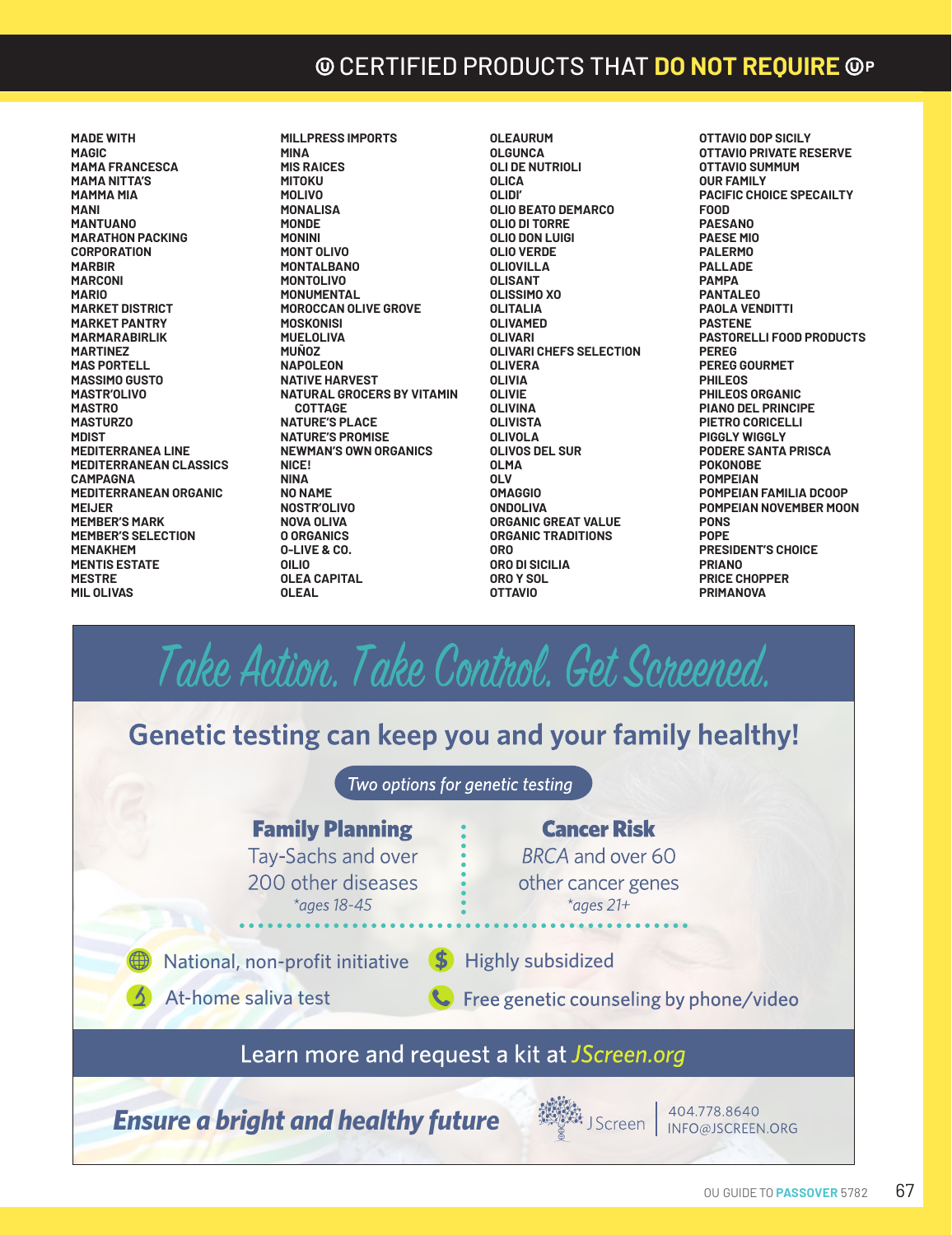## Ⓤ CERTIFIED PRODUCTS THAT DO NOT REQUIRE ⓊP

MADE WITH
MAGIC
MAMA FRANCESCA
MAMA NITTA'S
MAMMA MIA
MANI
MANTUANO
MARATHON PACKING CORPORATION
MARBIR
MARCONI
MARIO
MARKET DISTRICT
MARKET PANTRY
MARMARABIRLIK
MARTINEZ
MAS PORTELL
MASSIMO GUSTO
MASTR'OLIVO
MASTRO
MASTURZO
MDIST
MEDITERRANEA LINE
MEDITERRANEAN CLASSICS CAMPAGNA
MEDITERRANEAN ORGANIC
MEIJER
MEMBER'S MARK
MEMBER'S SELECTION
MENAKHEM
MENTIS ESTATE
MESTRE
MIL OLIVAS
MILLPRESS IMPORTS
MINA
MIS RAICES
MITOKU
MOLIVO
MONALISA
MONDE
MONINI
MONT OLIVO
MONTALBANO
MONTOLIVO
MONUMENTAL
MOROCCAN OLIVE GROVE
MOSKONISI
MUELOLIVA
MUÑOZ
NAPOLEON
NATIVE HARVEST
NATURAL GROCERS BY VITAMIN COTTAGE
NATURE'S PLACE
NATURE'S PROMISE
NEWMAN'S OWN ORGANICS
NICE!
NINA
NO NAME
NOSTR'OLIVO
NOVA OLIVA
O ORGANICS
O-LIVE & CO.
OILIO
OLEA CAPITAL
OLEAL
OLEAURUM
OLGUNCA
OLI DE NUTRIOLI
OLICA
OLIDI'
OLIO BEATO DEMARCO
OLIO DI TORRE
OLIO DON LUIGI
OLIO VERDE
OLIOVILLA
OLISANT
OLISSIMO XO
OLITALIA
OLIVAMED
OLIVARI
OLIVARI CHEFS SELECTION
OLIVERA
OLIVIA
OLIVIE
OLIVINA
OLIVISTA
OLIVOLA
OLIVOS DEL SUR
OLMA
OLV
OMAGGIO
ONDOLIVA
ORGANIC GREAT VALUE
ORGANIC TRADITIONS
ORO
ORO DI SICILIA
ORO Y SOL
OTTAVIO
OTTAVIO DOP SICILY
OTTAVIO PRIVATE RESERVE
OTTAVIO SUMMUM
OUR FAMILY
PACIFIC CHOICE SPECAILTY FOOD
PAESANO
PAESE MIO
PALERMO
PALLADE
PAMPA
PANTALEO
PAOLA VENDITTI
PASTENE
PASTORELLI FOOD PRODUCTS
PEREG
PEREG GOURMET
PHILEOS
PHILEOS ORGANIC
PIANO DEL PRINCIPE
PIETRO CORICELLI
PIGGLY WIGGLY
PODERE SANTA PRISCA
POKONOBE
POMPEIAN
POMPEIAN FAMILIA DCOOP
POMPEIAN NOVEMBER MOON
PONS
POPE
PRESIDENT'S CHOICE
PRIANO
PRICE CHOPPER
PRIMANOVA

---

# Take Action. Take Control. Get Screened.

## Genetic testing can keep you and your family healthy!

*Two options for genetic testing*

**Family Planning**
Tay-Sachs and over 200 other diseases
*\*ages 18-45*

**Cancer Risk**
*BRCA* and over 60 other cancer genes
*\*ages 21+*

- National, non-profit initiative
- Highly subsidized
- At-home saliva test
- Free genetic counseling by phone/video

Learn more and request a kit at *JScreen.org*

***Ensure a bright and healthy future***

JScreen | 404.778.8640 | INFO@JSCREEN.ORG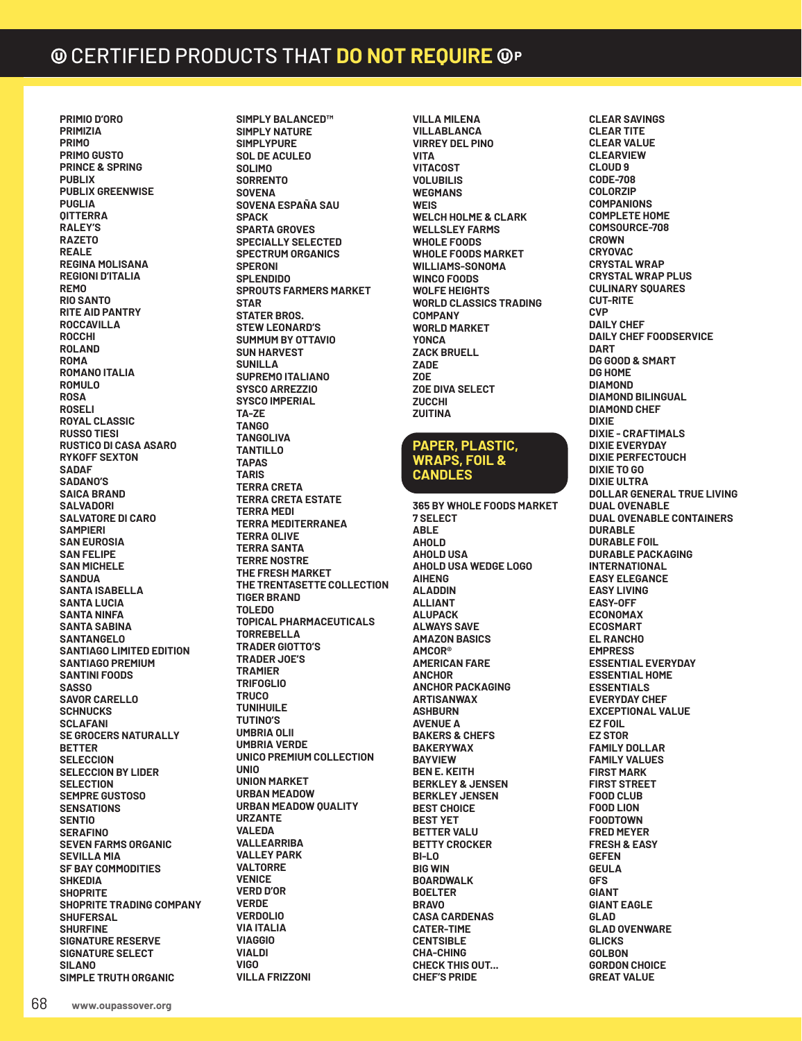# Ⓤ CERTIFIED PRODUCTS THAT **DO NOT REQUIRE** ⓊP

PRIMIO D'ORO
PRIMIZIA
PRIMO
PRIMO GUSTO
PRINCE & SPRING
PUBLIX
PUBLIX GREENWISE
PUGLIA
QITTERRA
RALEY'S
RAZETO
REALE
REGINA MOLISANA
REGIONI D'ITALIA
REMO
RIO SANTO
RITE AID PANTRY
ROCCAVILLA
ROCCHI
ROLAND
ROMA
ROMANO ITALIA
ROMULO
ROSA
ROSELI
ROYAL CLASSIC
RUSSO TIESI
RUSTICO DI CASA ASARO
RYKOFF SEXTON
SADAF
SADANO'S
SAICA BRAND
SALVADORI
SALVATORE DI CARO
SAMPIERI
SAN EUROSIA
SAN FELIPE
SAN MICHELE
SANDUA
SANTA ISABELLA
SANTA LUCIA
SANTA NINFA
SANTA SABINA
SANTANGELO
SANTIAGO LIMITED EDITION
SANTIAGO PREMIUM
SANTINI FOODS
SASSO
SAVOR CARELLO
SCHNUCKS
SCLAFANI
SE GROCERS NATURALLY BETTER
SELECCION
SELECCION BY LIDER
SELECTION
SEMPRE GUSTOSO
SENSATIONS
SENTIO
SERAFINO
SEVEN FARMS ORGANIC
SEVILLA MIA
SF BAY COMMODITIES
SHKEDIA
SHOPRITE
SHOPRITE TRADING COMPANY
SHUFERSAL
SHURFINE
SIGNATURE RESERVE
SIGNATURE SELECT
SILANO
SIMPLE TRUTH ORGANIC
SIMPLY BALANCED™
SIMPLY NATURE
SIMPLYPURE
SOL DE ACULEO
SOLIMO
SORRENTO
SOVENA
SOVENA ESPAÑA SAU
SPACK
SPARTA GROVES
SPECIALLY SELECTED
SPECTRUM ORGANICS
SPERONI
SPLENDIDO
SPROUTS FARMERS MARKET
STAR
STATER BROS.
STEW LEONARD'S
SUMMUM BY OTTAVIO
SUN HARVEST
SUNILLA
SUPREMO ITALIANO
SYSCO ARREZZIO
SYSCO IMPERIAL
TA-ZE
TANGO
TANGOLIVA
TANTILLO
TAPAS
TARIS
TERRA CRETA
TERRA CRETA ESTATE
TERRA MEDI
TERRA MEDITERRANEA
TERRA OLIVE
TERRA SANTA
TERRE NOSTRE
THE FRESH MARKET
THE TRENTASETTE COLLECTION
TIGER BRAND
TOLEDO
TOPICAL PHARMACEUTICALS
TORREBELLA
TRADER GIOTTO'S
TRADER JOE'S
TRAMIER
TRIFOGLIO
TRUCO
TUNIHUILE
TUTINO'S
UMBRIA OLII
UMBRIA VERDE
UNICO PREMIUM COLLECTION
UNIO
UNION MARKET
URBAN MEADOW
URBAN MEADOW QUALITY
URZANTE
VALEDA
VALLEARRIBA
VALLEY PARK
VALTORRE
VENICE
VERD D'OR
VERDE
VERDOLIO
VIA ITALIA
VIAGGIO
VIALDI
VIGO
VILLA FRIZZONI
VILLA MILENA
VILLABLANCA
VIRREY DEL PINO
VITA
VITACOST
VOLUBILIS
WEGMANS
WEIS
WELCH HOLME & CLARK
WELLSLEY FARMS
WHOLE FOODS
WHOLE FOODS MARKET
WILLIAMS-SONOMA
WINCO FOODS
WOLFE HEIGHTS
WORLD CLASSICS TRADING COMPANY
WORLD MARKET
YONCA
ZACK BRUELL
ZADE
ZOE
ZOE DIVA SELECT
ZUCCHI
ZUITINA

## PAPER, PLASTIC, WRAPS, FOIL & CANDLES

365 BY WHOLE FOODS MARKET
7 SELECT
ABLE
AHOLD
AHOLD USA
AHOLD USA WEDGE LOGO
AIHENG
ALADDIN
ALLIANT
ALUPACK
ALWAYS SAVE
AMAZON BASICS
AMCOR®
AMERICAN FARE
ANCHOR
ANCHOR PACKAGING
ARTISANWAX
ASHBURN
AVENUE A
BAKERS & CHEFS
BAKERYWAX
BAYVIEW
BEN E. KEITH
BERKLEY & JENSEN
BERKLEY JENSEN
BEST CHOICE
BEST YET
BETTER VALU
BETTY CROCKER
BI-LO
BIG WIN
BOARDWALK
BOELTER
BRAVO
CASA CARDENAS
CATER-TIME
CENTSIBLE
CHA-CHING
CHECK THIS OUT...
CHEF'S PRIDE
CLEAR SAVINGS
CLEAR TITE
CLEAR VALUE
CLEARVIEW
CLOUD 9
CODE-708
COLORZIP
COMPANIONS
COMPLETE HOME
COMSOURCE-708
CROWN
CRYOVAC
CRYSTAL WRAP
CRYSTAL WRAP PLUS
CULINARY SQUARES
CUT-RITE
CVP
DAILY CHEF
DAILY CHEF FOODSERVICE
DART
DG GOOD & SMART
DG HOME
DIAMOND
DIAMOND BILINGUAL
DIAMOND CHEF
DIXIE
DIXIE - CRAFTIMALS
DIXIE EVERYDAY
DIXIE PERFECTOUCH
DIXIE TO GO
DIXIE ULTRA
DOLLAR GENERAL TRUE LIVING
DUAL OVENABLE
DUAL OVENABLE CONTAINERS
DURABLE
DURABLE FOIL
DURABLE PACKAGING INTERNATIONAL
EASY ELEGANCE
EASY LIVING
EASY-OFF
ECONOMAX
ECOSMART
EL RANCHO
EMPRESS
ESSENTIAL EVERYDAY
ESSENTIAL HOME
ESSENTIALS
EVERYDAY CHEF
EXCEPTIONAL VALUE
EZ FOIL
EZ STOR
FAMILY DOLLAR
FAMILY VALUES
FIRST MARK
FIRST STREET
FOOD CLUB
FOOD LION
FOODTOWN
FRED MEYER
FRESH & EASY
GEFEN
GEULA
GFS
GIANT
GIANT EAGLE
GLAD
GLAD OVENWARE
GLICKS
GOLBON
GORDON CHOICE
GREAT VALUE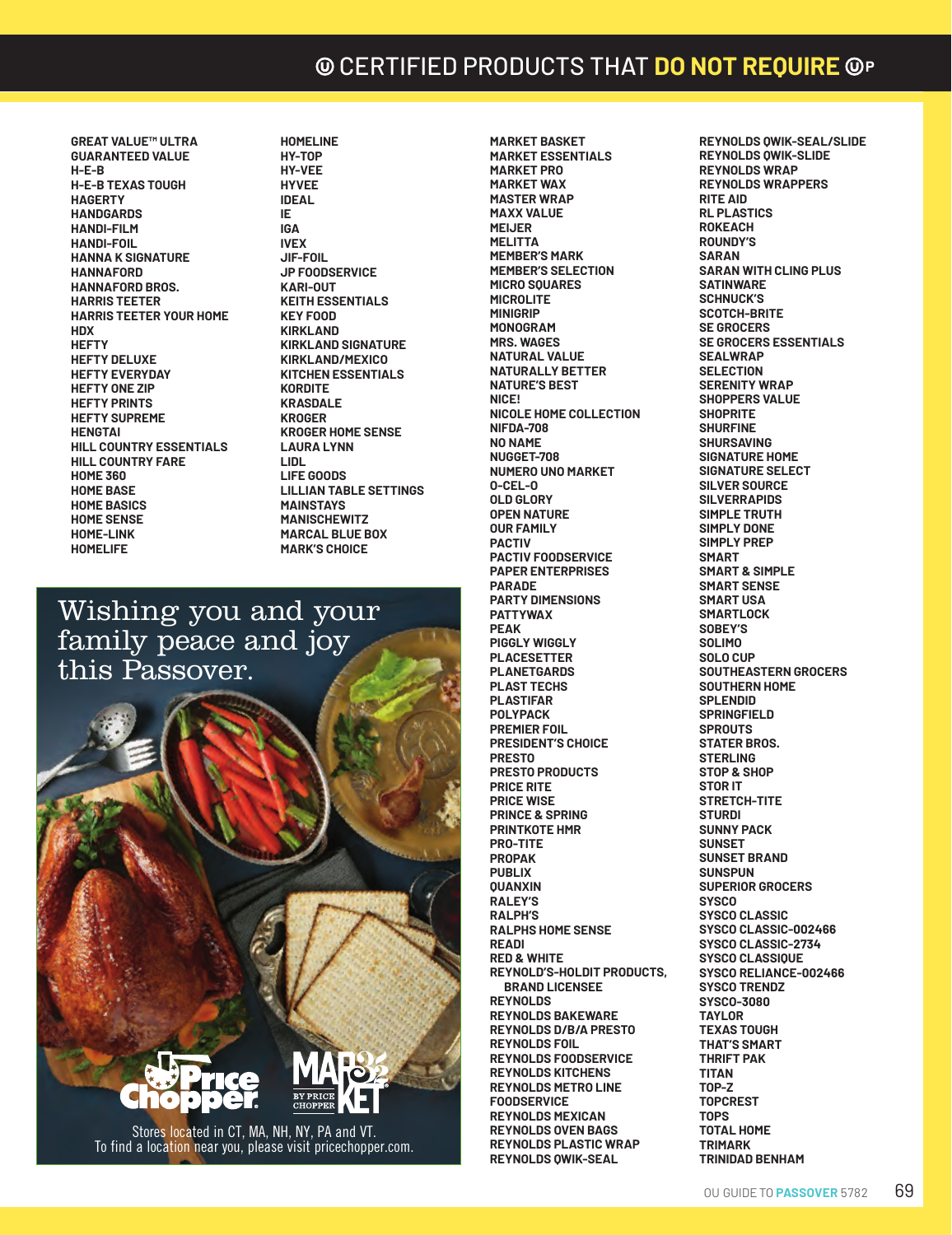# Ⓤ CERTIFIED PRODUCTS THAT DO NOT REQUIRE ⓊP

GREAT VALUE™ ULTRA
GUARANTEED VALUE
H-E-B
H-E-B TEXAS TOUGH
HAGERTY
HANDGARDS
HANDI-FILM
HANDI-FOIL
HANNA K SIGNATURE
HANNAFORD
HANNAFORD BROS.
HARRIS TEETER
HARRIS TEETER YOUR HOME
HDX
HEFTY
HEFTY DELUXE
HEFTY EVERYDAY
HEFTY ONE ZIP
HEFTY PRINTS
HEFTY SUPREME
HENGTAI
HILL COUNTRY ESSENTIALS
HILL COUNTRY FARE
HOME 360
HOME BASE
HOME BASICS
HOME SENSE
HOME-LINK
HOMELIFE
HOMELINE
HY-TOP
HY-VEE
HYVEE
IDEAL
IE
IGA
IVEX
JIF-FOIL
JP FOODSERVICE
KARI-OUT
KEITH ESSENTIALS
KEY FOOD
KIRKLAND
KIRKLAND SIGNATURE
KIRKLAND/MEXICO
KITCHEN ESSENTIALS
KORDITE
KRASDALE
KROGER
KROGER HOME SENSE
LAURA LYNN
LIDL
LIFE GOODS
LILLIAN TABLE SETTINGS
MAINSTAYS
MANISCHEWITZ
MARCAL BLUE BOX
MARK'S CHOICE

Wishing you and your family peace and joy this Passover.

Price Chopper | MARKET 32 BY PRICE CHOPPER

Stores located in CT, MA, NH, NY, PA and VT.
To find a location near you, please visit pricechopper.com.

MARKET BASKET
MARKET ESSENTIALS
MARKET PRO
MARKET WAX
MASTER WRAP
MAXX VALUE
MEIJER
MELITTA
MEMBER'S MARK
MEMBER'S SELECTION
MICRO SQUARES
MICROLITE
MINIGRIP
MONOGRAM
MRS. WAGES
NATURAL VALUE
NATURALLY BETTER
NATURE'S BEST
NICE!
NICOLE HOME COLLECTION
NIFDA-708
NO NAME
NUGGET-708
NUMERO UNO MARKET
O-CEL-O
OLD GLORY
OPEN NATURE
OUR FAMILY
PACTIV
PACTIV FOODSERVICE
PAPER ENTERPRISES
PARADE
PARTY DIMENSIONS
PATTYWAX
PEAK
PIGGLY WIGGLY
PLACESETTER
PLANETGARDS
PLAST TECHS
PLASTIFAR
POLYPACK
PREMIER FOIL
PRESIDENT'S CHOICE
PRESTO
PRESTO PRODUCTS
PRICE RITE
PRICE WISE
PRINCE & SPRING
PRINTKOTE HMR
PRO-TITE
PROPAK
PUBLIX
QUANXIN
RALEY'S
RALPH'S
RALPHS HOME SENSE
READI
RED & WHITE
REYNOLD'S-HOLDIT PRODUCTS, BRAND LICENSEE
REYNOLDS
REYNOLDS BAKEWARE
REYNOLDS D/B/A PRESTO
REYNOLDS FOIL
REYNOLDS FOODSERVICE
REYNOLDS KITCHENS
REYNOLDS METRO LINE FOODSERVICE
REYNOLDS MEXICAN
REYNOLDS OVEN BAGS
REYNOLDS PLASTIC WRAP
REYNOLDS QWIK-SEAL
REYNOLDS QWIK-SEAL/SLIDE
REYNOLDS QWIK-SLIDE
REYNOLDS WRAP
REYNOLDS WRAPPERS
RITE AID
RL PLASTICS
ROKEACH
ROUNDY'S
SARAN
SARAN WITH CLING PLUS
SATINWARE
SCHNUCK'S
SCOTCH-BRITE
SE GROCERS
SE GROCERS ESSENTIALS
SEALWRAP
SELECTION
SERENITY WRAP
SHOPPERS VALUE
SHOPRITE
SHURFINE
SHURSAVING
SIGNATURE HOME
SIGNATURE SELECT
SILVER SOURCE
SILVERRAPIDS
SIMPLE TRUTH
SIMPLY DONE
SIMPLY PREP
SMART
SMART & SIMPLE
SMART SENSE
SMART USA
SMARTLOCK
SOBEY'S
SOLIMO
SOLO CUP
SOUTHEASTERN GROCERS
SOUTHERN HOME
SPLENDID
SPRINGFIELD
SPROUTS
STATER BROS.
STERLING
STOP & SHOP
STOR IT
STRETCH-TITE
STURDI
SUNNY PACK
SUNSET
SUNSET BRAND
SUNSPUN
SUPERIOR GROCERS
SYSCO
SYSCO CLASSIC
SYSCO CLASSIC-002466
SYSCO CLASSIC-2734
SYSCO CLASSIQUE
SYSCO RELIANCE-002466
SYSCO TRENDZ
SYSCO-3080
TAYLOR
TEXAS TOUGH
THAT'S SMART
THRIFT PAK
TITAN
TOP-Z
TOPCREST
TOPS
TOTAL HOME
TRIMARK
TRINIDAD BENHAM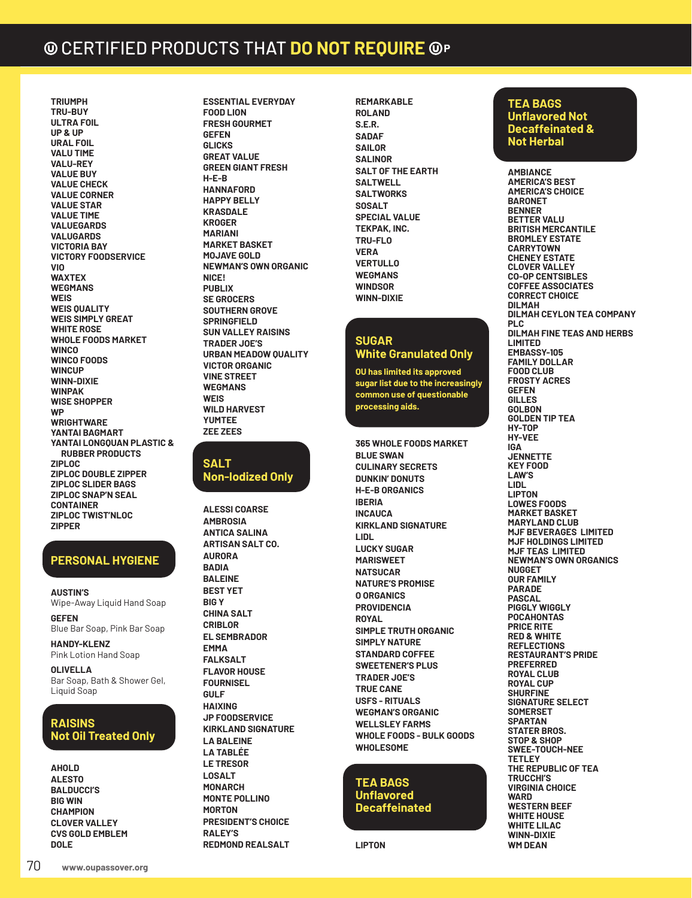# Ⓤ CERTIFIED PRODUCTS THAT DO NOT REQUIRE ⓊP

TRIUMPH
TRU-BUY
ULTRA FOIL
UP & UP
URAL FOIL
VALU TIME
VALU-REY
VALUE BUY
VALUE CHECK
VALUE CORNER
VALUE STAR
VALUE TIME
VALUEGARDS
VALUGARDS
VICTORIA BAY
VICTORY FOODSERVICE
VIO
WAXTEX
WEGMANS
WEIS
WEIS QUALITY
WEIS SIMPLY GREAT
WHITE ROSE
WHOLE FOODS MARKET
WINCO
WINCO FOODS
WINCUP
WINN-DIXIE
WINPAK
WISE SHOPPER
WP
WRIGHTWARE
YANTAI BAGMART
YANTAI LONGQUAN PLASTIC & RUBBER PRODUCTS
ZIPLOC
ZIPLOC DOUBLE ZIPPER
ZIPLOC SLIDER BAGS
ZIPLOC SNAP'N SEAL CONTAINER
ZIPLOC TWIST'NLOC
ZIPPER

## PERSONAL HYGIENE

**AUSTIN'S**
Wipe-Away Liquid Hand Soap

**GEFEN**
Blue Bar Soap, Pink Bar Soap

**HANDY-KLENZ**
Pink Lotion Hand Soap

**OLIVELLA**
Bar Soap, Bath & Shower Gel, Liquid Soap

## RAISINS Not Oil Treated Only

AHOLD
ALESTO
BALDUCCI'S
BIG WIN
CHAMPION
CLOVER VALLEY
CVS GOLD EMBLEM
DOLE
ESSENTIAL EVERYDAY
FOOD LION
FRESH GOURMET
GEFEN
GLICKS
GREAT VALUE
GREEN GIANT FRESH
H-E-B
HANNAFORD
HAPPY BELLY
KRASDALE
KROGER
MARIANI
MARKET BASKET
MOJAVE GOLD
NEWMAN'S OWN ORGANIC
NICE!
PUBLIX
SE GROCERS
SOUTHERN GROVE
SPRINGFIELD
SUN VALLEY RAISINS
TRADER JOE'S
URBAN MEADOW QUALITY
VICTOR ORGANIC
VINE STREET
WEGMANS
WEIS
WILD HARVEST
YUMTEE
ZEE ZEES

## SALT Non-Iodized Only

ALESSI COARSE
AMBROSIA
ANTICA SALINA
ARTISAN SALT CO.
AURORA
BADIA
BALEINE
BEST YET
BIG Y
CHINA SALT
CRIBLOR
EL SEMBRADOR
EMMA
FALKSALT
FLAVOR HOUSE
FOURNISEL
GULF
HAIXING
JP FOODSERVICE
KIRKLAND SIGNATURE
LA BALEINE
LA TABLÉE
LE TRESOR
LOSALT
MONARCH
MONTE POLLINO
MORTON
PRESIDENT'S CHOICE
RALEY'S
REDMOND REALSALT
REMARKABLE
ROLAND
S.E.R.
SADAF
SAILOR
SALINOR
SALT OF THE EARTH
SALTWELL
SALTWORKS
SOSALT
SPECIAL VALUE
TEKPAK, INC.
TRU-FLO
VERA
VERTULLO
WEGMANS
WINDSOR
WINN-DIXIE

## SUGAR White Granulated Only

OU has limited its approved sugar list due to the increasingly common use of questionable processing aids.

365 WHOLE FOODS MARKET
BLUE SWAN
CULINARY SECRETS
DUNKIN' DONUTS
H-E-B ORGANICS
IBERIA
INCAUCA
KIRKLAND SIGNATURE
LIDL
LUCKY SUGAR
MARISWEET
NATSUCAR
NATURE'S PROMISE
O ORGANICS
PROVIDENCIA
ROYAL
SIMPLE TRUTH ORGANIC
SIMPLY NATURE
STANDARD COFFEE
SWEETENER'S PLUS
TRADER JOE'S
TRUE CANE
USFS - RITUALS
WEGMAN'S ORGANIC
WELLSLEY FARMS
WHOLE FOODS - BULK GOODS
WHOLESOME

## TEA BAGS Unflavored Decaffeinated

LIPTON

## TEA BAGS Unflavored Not Decaffeinated & Not Herbal

AMBIANCE
AMERICA'S BEST
AMERICA'S CHOICE
BARONET
BENNER
BETTER VALU
BRITISH MERCANTILE
BROMLEY ESTATE
CARRYTOWN
CHENEY ESTATE
CLOVER VALLEY
CO-OP CENTSIBLES
COFFEE ASSOCIATES
CORRECT CHOICE
DILMAH
DILMAH CEYLON TEA COMPANY PLC
DILMAH FINE TEAS AND HERBS LIMITED
EMBASSY-105
FAMILY DOLLAR
FOOD CLUB
FROSTY ACRES
GEFEN
GILLES
GOLBON
GOLDEN TIP TEA
HY-TOP
HY-VEE
IGA
JENNETTE
KEY FOOD
LAW'S
LIDL
LIPTON
LOWES FOODS
MARKET BASKET
MARYLAND CLUB
MJF BEVERAGES LIMITED
MJF HOLDINGS LIMITED
MJF TEAS LIMITED
NEWMAN'S OWN ORGANICS
NUGGET
OUR FAMILY
PARADE
PASCAL
PIGGLY WIGGLY
POCAHONTAS
PRICE RITE
RED & WHITE
REFLECTIONS
RESTAURANT'S PRIDE
PREFERRED
ROYAL CLUB
ROYAL CUP
SHURFINE
SIGNATURE SELECT
SOMERSET
SPARTAN
STATER BROS.
STOP & SHOP
SWEE-TOUCH-NEE
TETLEY
THE REPUBLIC OF TEA
TRUCCHI'S
VIRGINIA CHOICE
WARD
WESTERN BEEF
WHITE HOUSE
WHITE LILAC
WINN-DIXIE
WM DEAN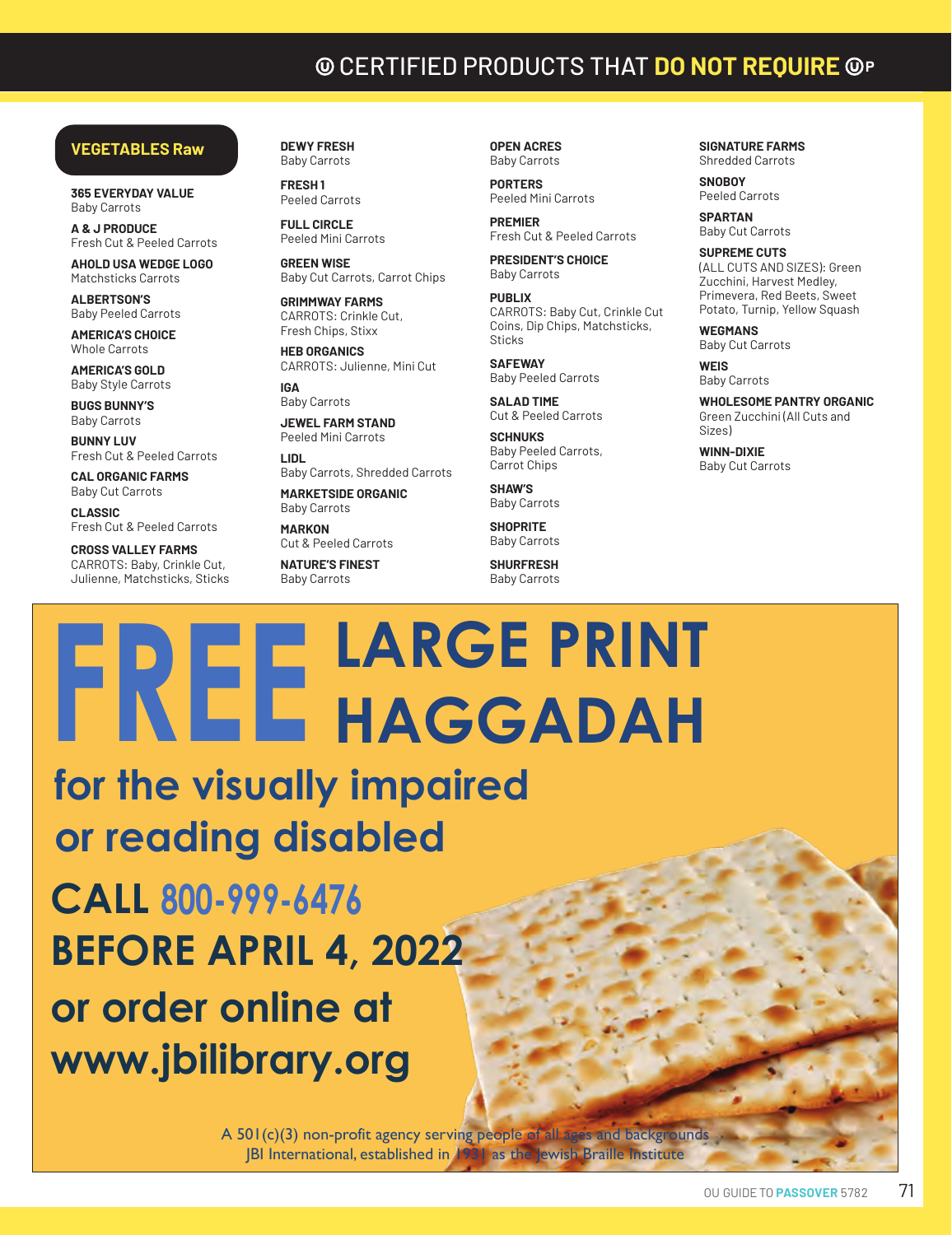# Ⓤ CERTIFIED PRODUCTS THAT DO NOT REQUIRE ⓊP

## VEGETABLES Raw

**365 EVERYDAY VALUE**
Baby Carrots

**A & J PRODUCE**
Fresh Cut & Peeled Carrots

**AHOLD USA WEDGE LOGO**
Matchsticks Carrots

**ALBERTSON'S**
Baby Peeled Carrots

**AMERICA'S CHOICE**
Whole Carrots

**AMERICA'S GOLD**
Baby Style Carrots

**BUGS BUNNY'S**
Baby Carrots

**BUNNY LUV**
Fresh Cut & Peeled Carrots

**CAL ORGANIC FARMS**
Baby Cut Carrots

**CLASSIC**
Fresh Cut & Peeled Carrots

**CROSS VALLEY FARMS**
CARROTS: Baby, Crinkle Cut, Julienne, Matchsticks, Sticks

**DEWY FRESH**
Baby Carrots

**FRESH 1**
Peeled Carrots

**FULL CIRCLE**
Peeled Mini Carrots

**GREEN WISE**
Baby Cut Carrots, Carrot Chips

**GRIMMWAY FARMS**
CARROTS: Crinkle Cut, Fresh Chips, Stixx

**HEB ORGANICS**
CARROTS: Julienne, Mini Cut

**IGA**
Baby Carrots

**JEWEL FARM STAND**
Peeled Mini Carrots

**LIDL**
Baby Carrots, Shredded Carrots

**MARKETSIDE ORGANIC**
Baby Carrots

**MARKON**
Cut & Peeled Carrots

**NATURE'S FINEST**
Baby Carrots

**OPEN ACRES**
Baby Carrots

**PORTERS**
Peeled Mini Carrots

**PREMIER**
Fresh Cut & Peeled Carrots

**PRESIDENT'S CHOICE**
Baby Carrots

**PUBLIX**
CARROTS: Baby Cut, Crinkle Cut Coins, Dip Chips, Matchsticks, Sticks

**SAFEWAY**
Baby Peeled Carrots

**SALAD TIME**
Cut & Peeled Carrots

**SCHNUKS**
Baby Peeled Carrots, Carrot Chips

**SHAW'S**
Baby Carrots

**SHOPRITE**
Baby Carrots

**SHURFRESH**
Baby Carrots

**SIGNATURE FARMS**
Shredded Carrots

**SNOBOY**
Peeled Carrots

**SPARTAN**
Baby Cut Carrots

**SUPREME CUTS**
(ALL CUTS AND SIZES): Green Zucchini, Harvest Medley, Primevera, Red Beets, Sweet Potato, Turnip, Yellow Squash

**WEGMANS**
Baby Cut Carrots

**WEIS**
Baby Carrots

**WHOLESOME PANTRY ORGANIC**
Green Zucchini (All Cuts and Sizes)

**WINN-DIXIE**
Baby Cut Carrots

---

# FREE LARGE PRINT HAGGADAH

## for the visually impaired or reading disabled

**CALL 800-999-6476**
**BEFORE APRIL 4, 2022**
**or order online at**
**www.jbilibrary.org**

A 501(c)(3) non-profit agency serving people of all ages and backgrounds
JBI International, established in 1931 as the Jewish Braille Institute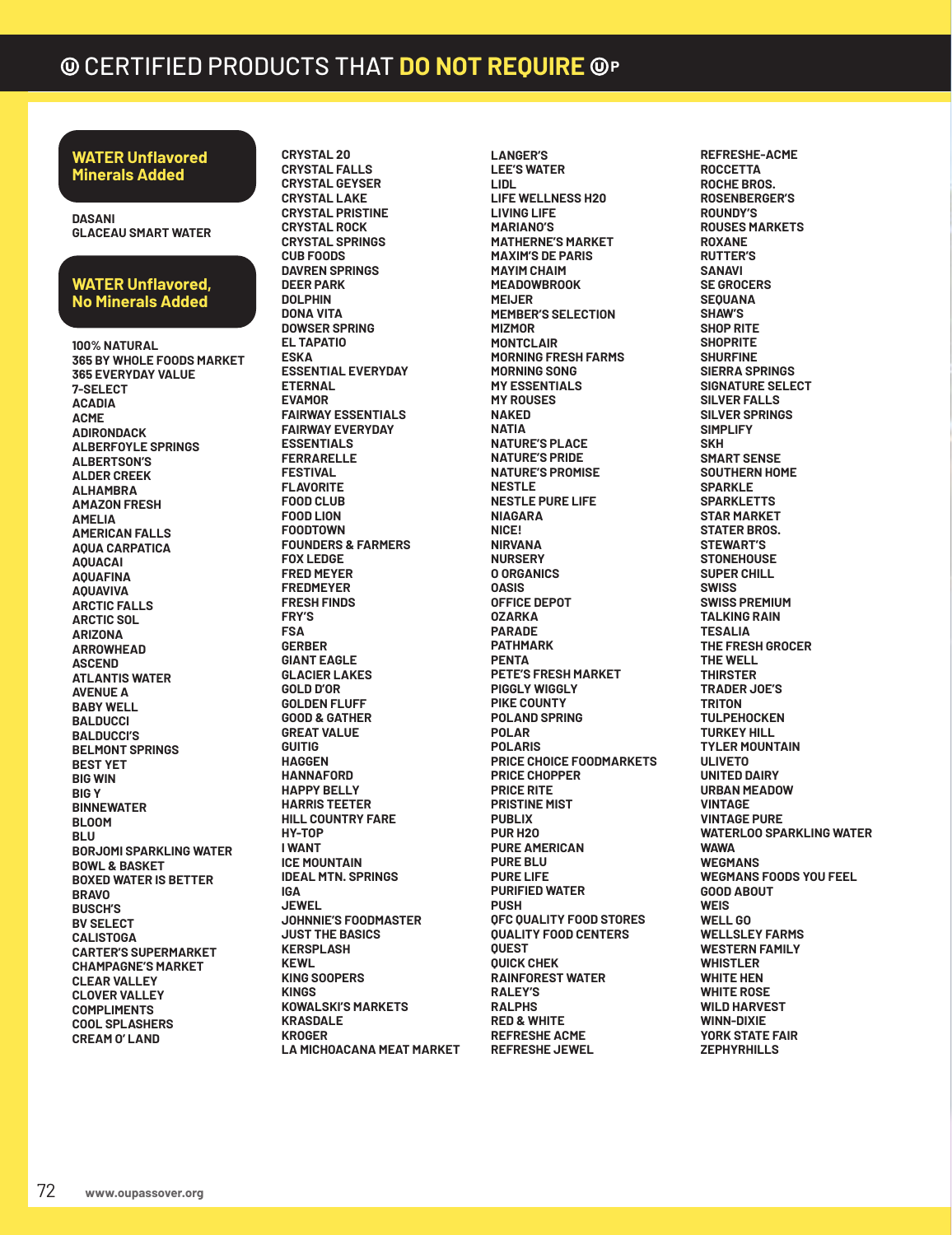# Ⓤ CERTIFIED PRODUCTS THAT **DO NOT REQUIRE** ⓊP

## WATER Unflavored Minerals Added

DASANI
GLACEAU SMART WATER

## WATER Unflavored, No Minerals Added

100% NATURAL
365 BY WHOLE FOODS MARKET
365 EVERYDAY VALUE
7-SELECT
ACADIA
ACME
ADIRONDACK
ALBERFOYLE SPRINGS
ALBERTSON'S
ALDER CREEK
ALHAMBRA
AMAZON FRESH
AMELIA
AMERICAN FALLS
AQUA CARPATICA
AQUACAI
AQUAFINA
AQUAVIVA
ARCTIC FALLS
ARCTIC SOL
ARIZONA
ARROWHEAD
ASCEND
ATLANTIS WATER
AVENUE A
BABY WELL
BALDUCCI
BALDUCCI'S
BELMONT SPRINGS
BEST YET
BIG WIN
BIG Y
BINNEWATER
BLOOM
BLU
BORJOMI SPARKLING WATER
BOWL & BASKET
BOXED WATER IS BETTER
BRAVO
BUSCH'S
BV SELECT
CALISTOGA
CARTER'S SUPERMARKET
CHAMPAGNE'S MARKET
CLEAR VALLEY
CLOVER VALLEY
COMPLIMENTS
COOL SPLASHERS
CREAM O' LAND
CRYSTAL 20
CRYSTAL FALLS
CRYSTAL GEYSER
CRYSTAL LAKE
CRYSTAL PRISTINE
CRYSTAL ROCK
CRYSTAL SPRINGS
CUB FOODS
DAVREN SPRINGS
DEER PARK
DOLPHIN
DONA VITA
DOWSER SPRING
EL TAPATIO
ESKA
ESSENTIAL EVERYDAY
ETERNAL
EVAMOR
FAIRWAY ESSENTIALS
FAIRWAY EVERYDAY
ESSENTIALS
FERRARELLE
FESTIVAL
FLAVORITE
FOOD CLUB
FOOD LION
FOODTOWN
FOUNDERS & FARMERS
FOX LEDGE
FRED MEYER
FREDMEYER
FRESH FINDS
FRY'S
FSA
GERBER
GIANT EAGLE
GLACIER LAKES
GOLD D'OR
GOLDEN FLUFF
GOOD & GATHER
GREAT VALUE
GUITIG
HAGGEN
HANNAFORD
HAPPY BELLY
HARRIS TEETER
HILL COUNTRY FARE
HY-TOP
I WANT
ICE MOUNTAIN
IDEAL MTN. SPRINGS
IGA
JEWEL
JOHNNIE'S FOODMASTER
JUST THE BASICS
KERSPLASH
KEWL
KING SOOPERS
KINGS
KOWALSKI'S MARKETS
KRASDALE
KROGER
LA MICHOACANA MEAT MARKET
LANGER'S
LEE'S WATER
LIDL
LIFE WELLNESS H20
LIVING LIFE
MARIANO'S
MATHERNE'S MARKET
MAXIM'S DE PARIS
MAYIM CHAIM
MEADOWBROOK
MEIJER
MEMBER'S SELECTION
MIZMOR
MONTCLAIR
MORNING FRESH FARMS
MORNING SONG
MY ESSENTIALS
MY ROUSES
NAKED
NATIA
NATURE'S PLACE
NATURE'S PRIDE
NATURE'S PROMISE
NESTLE
NESTLE PURE LIFE
NIAGARA
NICE!
NIRVANA
NURSERY
O ORGANICS
OASIS
OFFICE DEPOT
OZARKA
PARADE
PATHMARK
PENTA
PETE'S FRESH MARKET
PIGGLY WIGGLY
PIKE COUNTY
POLAND SPRING
POLAR
POLARIS
PRICE CHOICE FOODMARKETS
PRICE CHOPPER
PRICE RITE
PRISTINE MIST
PUBLIX
PUR H2O
PURE AMERICAN
PURE BLU
PURE LIFE
PURIFIED WATER
PUSH
QFC QUALITY FOOD STORES
QUALITY FOOD CENTERS
QUEST
QUICK CHEK
RAINFOREST WATER
RALEY'S
RALPHS
RED & WHITE
REFRESHE ACME
REFRESHE JEWEL
REFRESHE-ACME
ROCCETTA
ROCHE BROS.
ROSENBERGER'S
ROUNDY'S
ROUSES MARKETS
ROXANE
RUTTER'S
SANAVI
SE GROCERS
SEQUANA
SHAW'S
SHOP RITE
SHOPRITE
SHURFINE
SIERRA SPRINGS
SIGNATURE SELECT
SILVER FALLS
SILVER SPRINGS
SIMPLIFY
SKH
SMART SENSE
SOUTHERN HOME
SPARKLE
SPARKLETTS
STAR MARKET
STATER BROS.
STEWART'S
STONEHOUSE
SUPER CHILL
SWISS
SWISS PREMIUM
TALKING RAIN
TESALIA
THE FRESH GROCER
THE WELL
THIRSTER
TRADER JOE'S
TRITON
TULPEHOCKEN
TURKEY HILL
TYLER MOUNTAIN
ULIVETO
UNITED DAIRY
URBAN MEADOW
VINTAGE
VINTAGE PURE
WATERLOO SPARKLING WATER
WAWA
WEGMANS
WEGMANS FOODS YOU FEEL
GOOD ABOUT
WEIS
WELL GO
WELLSLEY FARMS
WESTERN FAMILY
WHISTLER
WHITE HEN
WHITE ROSE
WILD HARVEST
WINN-DIXIE
YORK STATE FAIR
ZEPHYRHILLS

www.oupassover.org